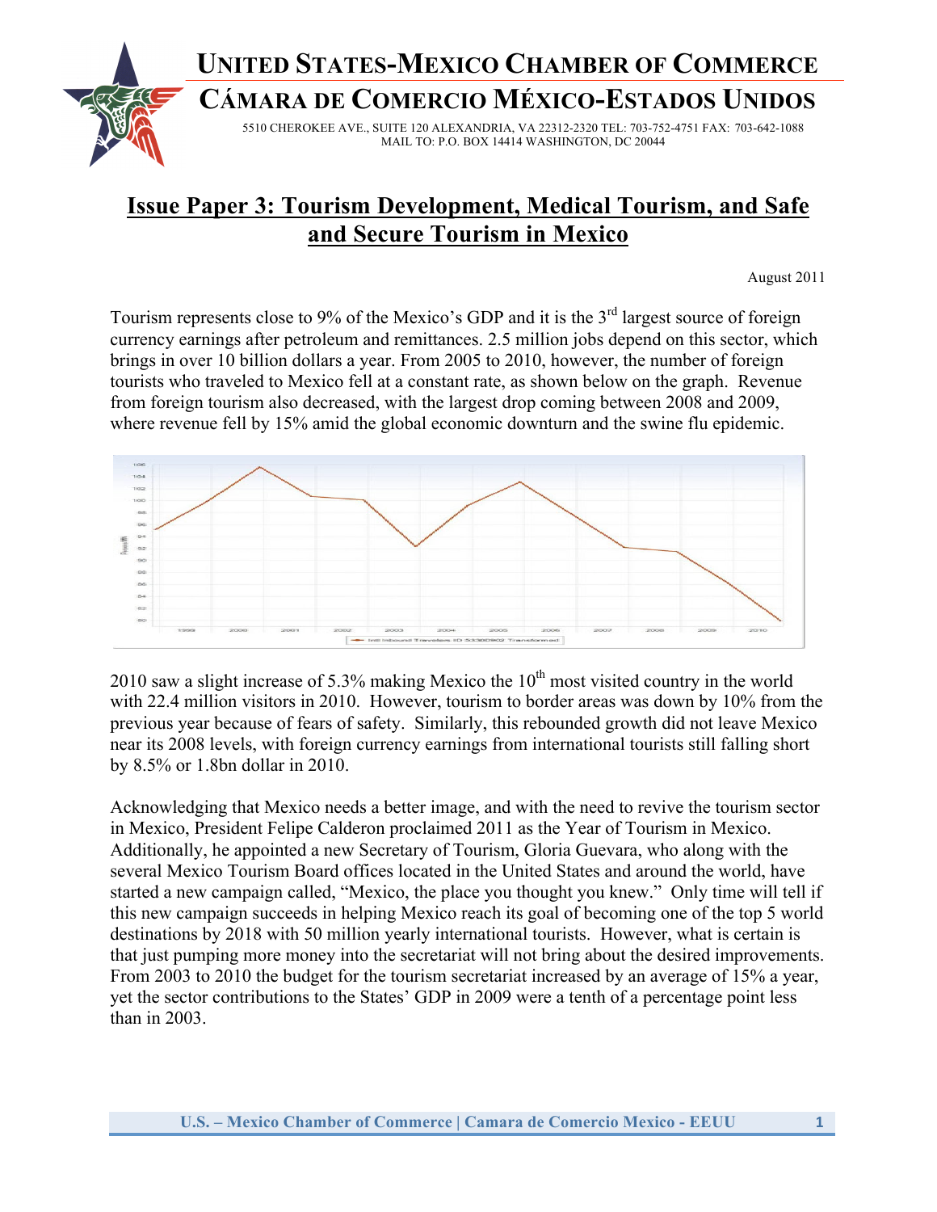# UNITED STATES-MEXICO CHAMBER OF COMMERCE
# CÁMARA DE COMERCIO MÉXICO-ESTADOS UNIDOS

5510 CHEROKEE AVE., SUITE 120 ALEXANDRIA, VA 22312-2320 TEL: 703-752-4751 FAX: 703-642-1088
MAIL TO: P.O. BOX 14414 WASHINGTON, DC 20044

## Issue Paper 3: Tourism Development, Medical Tourism, and Safe and Secure Tourism in Mexico

August 2011

Tourism represents close to 9% of the Mexico's GDP and it is the 3rd largest source of foreign currency earnings after petroleum and remittances. 2.5 million jobs depend on this sector, which brings in over 10 billion dollars a year. From 2005 to 2010, however, the number of foreign tourists who traveled to Mexico fell at a constant rate, as shown below on the graph. Revenue from foreign tourism also decreased, with the largest drop coming between 2008 and 2009, where revenue fell by 15% amid the global economic downturn and the swine flu epidemic.

2010 saw a slight increase of 5.3% making Mexico the 10th most visited country in the world with 22.4 million visitors in 2010. However, tourism to border areas was down by 10% from the previous year because of fears of safety. Similarly, this rebounded growth did not leave Mexico near its 2008 levels, with foreign currency earnings from international tourists still falling short by 8.5% or 1.8bn dollar in 2010.

Acknowledging that Mexico needs a better image, and with the need to revive the tourism sector in Mexico, President Felipe Calderon proclaimed 2011 as the Year of Tourism in Mexico. Additionally, he appointed a new Secretary of Tourism, Gloria Guevara, who along with the several Mexico Tourism Board offices located in the United States and around the world, have started a new campaign called, "Mexico, the place you thought you knew." Only time will tell if this new campaign succeeds in helping Mexico reach its goal of becoming one of the top 5 world destinations by 2018 with 50 million yearly international tourists. However, what is certain is that just pumping more money into the secretariat will not bring about the desired improvements. From 2003 to 2010 the budget for the tourism secretariat increased by an average of 15% a year, yet the sector contributions to the States' GDP in 2009 were a tenth of a percentage point less than in 2003.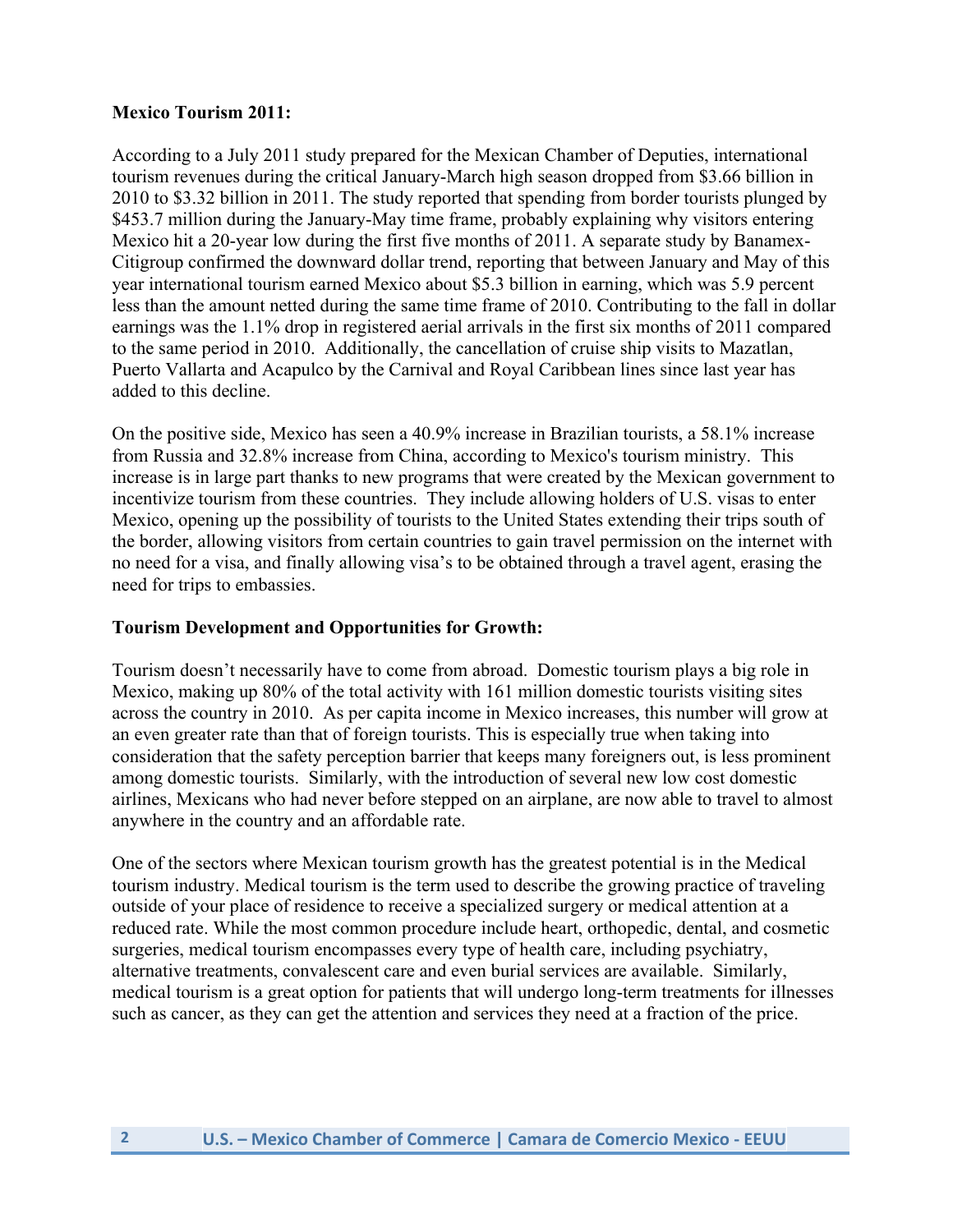**Mexico Tourism 2011:**

According to a July 2011 study prepared for the Mexican Chamber of Deputies, international tourism revenues during the critical January-March high season dropped from $3.66 billion in 2010 to $3.32 billion in 2011. The study reported that spending from border tourists plunged by $453.7 million during the January-May time frame, probably explaining why visitors entering Mexico hit a 20-year low during the first five months of 2011. A separate study by Banamex-Citigroup confirmed the downward dollar trend, reporting that between January and May of this year international tourism earned Mexico about $5.3 billion in earning, which was 5.9 percent less than the amount netted during the same time frame of 2010. Contributing to the fall in dollar earnings was the 1.1% drop in registered aerial arrivals in the first six months of 2011 compared to the same period in 2010. Additionally, the cancellation of cruise ship visits to Mazatlan, Puerto Vallarta and Acapulco by the Carnival and Royal Caribbean lines since last year has added to this decline.

On the positive side, Mexico has seen a 40.9% increase in Brazilian tourists, a 58.1% increase from Russia and 32.8% increase from China, according to Mexico's tourism ministry. This increase is in large part thanks to new programs that were created by the Mexican government to incentivize tourism from these countries. They include allowing holders of U.S. visas to enter Mexico, opening up the possibility of tourists to the United States extending their trips south of the border, allowing visitors from certain countries to gain travel permission on the internet with no need for a visa, and finally allowing visa's to be obtained through a travel agent, erasing the need for trips to embassies.

**Tourism Development and Opportunities for Growth:**

Tourism doesn't necessarily have to come from abroad. Domestic tourism plays a big role in Mexico, making up 80% of the total activity with 161 million domestic tourists visiting sites across the country in 2010. As per capita income in Mexico increases, this number will grow at an even greater rate than that of foreign tourists. This is especially true when taking into consideration that the safety perception barrier that keeps many foreigners out, is less prominent among domestic tourists. Similarly, with the introduction of several new low cost domestic airlines, Mexicans who had never before stepped on an airplane, are now able to travel to almost anywhere in the country and an affordable rate.

One of the sectors where Mexican tourism growth has the greatest potential is in the Medical tourism industry. Medical tourism is the term used to describe the growing practice of traveling outside of your place of residence to receive a specialized surgery or medical attention at a reduced rate. While the most common procedure include heart, orthopedic, dental, and cosmetic surgeries, medical tourism encompasses every type of health care, including psychiatry, alternative treatments, convalescent care and even burial services are available. Similarly, medical tourism is a great option for patients that will undergo long-term treatments for illnesses such as cancer, as they can get the attention and services they need at a fraction of the price.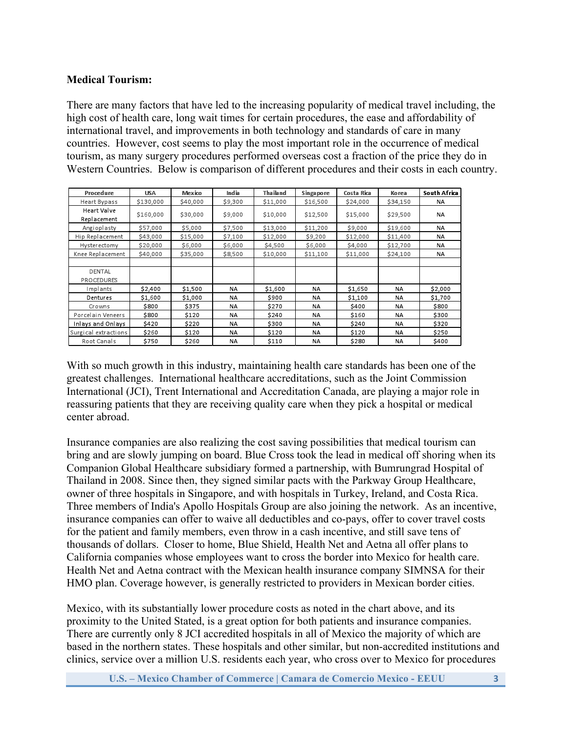**Medical Tourism:**

There are many factors that have led to the increasing popularity of medical travel including, the high cost of health care, long wait times for certain procedures, the ease and affordability of international travel, and improvements in both technology and standards of care in many countries. However, cost seems to play the most important role in the occurrence of medical tourism, as many surgery procedures performed overseas cost a fraction of the price they do in Western Countries. Below is comparison of different procedures and their costs in each country.

| Procedure | USA | Mexico | India | Thailand | Singapore | Costa Rica | Korea | South Africa |
|---|---|---|---|---|---|---|---|---|
| Heart Bypass | $130,000 | $40,000 | $9,300 | $11,000 | $16,500 | $24,000 | $34,150 | NA |
| Heart Valve Replacement | $160,000 | $30,000 | $9,000 | $10,000 | $12,500 | $15,000 | $29,500 | NA |
| Angioplasty | $57,000 | $5,000 | $7,500 | $13,000 | $11,200 | $9,000 | $19,600 | NA |
| Hip Replacement | $43,000 | $15,000 | $7,100 | $12,000 | $9,200 | $12,000 | $11,400 | NA |
| Hysterectomy | $20,000 | $6,000 | $6,000 | $4,500 | $6,000 | $4,000 | $12,700 | NA |
| Knee Replacement | $40,000 | $35,000 | $8,500 | $10,000 | $11,100 | $11,000 | $24,100 | NA |
| | | | | | | | | |
| DENTAL PROCEDURES | | | | | | | | |
| Implants | $2,400 | $1,500 | NA | $1,600 | NA | $1,650 | NA | $2,000 |
| Dentures | $1,600 | $1,000 | NA | $900 | NA | $1,100 | NA | $1,700 |
| Crowns | $800 | $375 | NA | $270 | NA | $400 | NA | $800 |
| Porcelain Veneers | $800 | $120 | NA | $240 | NA | $160 | NA | $300 |
| Inlays and Onlays | $420 | $220 | NA | $300 | NA | $240 | NA | $320 |
| Surgical extractions | $260 | $120 | NA | $120 | NA | $120 | NA | $250 |
| Root Canals | $750 | $260 | NA | $110 | NA | $280 | NA | $400 |

With so much growth in this industry, maintaining health care standards has been one of the greatest challenges. International healthcare accreditations, such as the Joint Commission International (JCI), Trent International and Accreditation Canada, are playing a major role in reassuring patients that they are receiving quality care when they pick a hospital or medical center abroad.

Insurance companies are also realizing the cost saving possibilities that medical tourism can bring and are slowly jumping on board. Blue Cross took the lead in medical off shoring when its Companion Global Healthcare subsidiary formed a partnership, with Bumrungrad Hospital of Thailand in 2008. Since then, they signed similar pacts with the Parkway Group Healthcare, owner of three hospitals in Singapore, and with hospitals in Turkey, Ireland, and Costa Rica. Three members of India's Apollo Hospitals Group are also joining the network. As an incentive, insurance companies can offer to waive all deductibles and co-pays, offer to cover travel costs for the patient and family members, even throw in a cash incentive, and still save tens of thousands of dollars. Closer to home, Blue Shield, Health Net and Aetna all offer plans to California companies whose employees want to cross the border into Mexico for health care. Health Net and Aetna contract with the Mexican health insurance company SIMNSA for their HMO plan. Coverage however, is generally restricted to providers in Mexican border cities.

Mexico, with its substantially lower procedure costs as noted in the chart above, and its proximity to the United Stated, is a great option for both patients and insurance companies. There are currently only 8 JCI accredited hospitals in all of Mexico the majority of which are based in the northern states. These hospitals and other similar, but non-accredited institutions and clinics, service over a million U.S. residents each year, who cross over to Mexico for procedures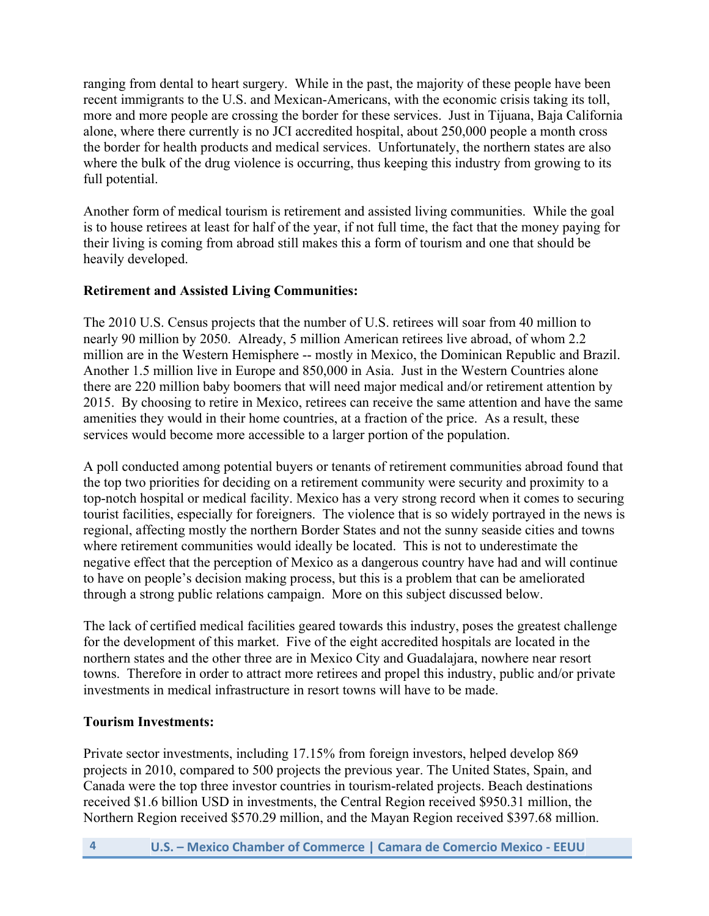ranging from dental to heart surgery. While in the past, the majority of these people have been recent immigrants to the U.S. and Mexican-Americans, with the economic crisis taking its toll, more and more people are crossing the border for these services. Just in Tijuana, Baja California alone, where there currently is no JCI accredited hospital, about 250,000 people a month cross the border for health products and medical services. Unfortunately, the northern states are also where the bulk of the drug violence is occurring, thus keeping this industry from growing to its full potential.

Another form of medical tourism is retirement and assisted living communities. While the goal is to house retirees at least for half of the year, if not full time, the fact that the money paying for their living is coming from abroad still makes this a form of tourism and one that should be heavily developed.

**Retirement and Assisted Living Communities:**

The 2010 U.S. Census projects that the number of U.S. retirees will soar from 40 million to nearly 90 million by 2050. Already, 5 million American retirees live abroad, of whom 2.2 million are in the Western Hemisphere -- mostly in Mexico, the Dominican Republic and Brazil. Another 1.5 million live in Europe and 850,000 in Asia. Just in the Western Countries alone there are 220 million baby boomers that will need major medical and/or retirement attention by 2015. By choosing to retire in Mexico, retirees can receive the same attention and have the same amenities they would in their home countries, at a fraction of the price. As a result, these services would become more accessible to a larger portion of the population.

A poll conducted among potential buyers or tenants of retirement communities abroad found that the top two priorities for deciding on a retirement community were security and proximity to a top-notch hospital or medical facility. Mexico has a very strong record when it comes to securing tourist facilities, especially for foreigners. The violence that is so widely portrayed in the news is regional, affecting mostly the northern Border States and not the sunny seaside cities and towns where retirement communities would ideally be located. This is not to underestimate the negative effect that the perception of Mexico as a dangerous country have had and will continue to have on people's decision making process, but this is a problem that can be ameliorated through a strong public relations campaign. More on this subject discussed below.

The lack of certified medical facilities geared towards this industry, poses the greatest challenge for the development of this market. Five of the eight accredited hospitals are located in the northern states and the other three are in Mexico City and Guadalajara, nowhere near resort towns. Therefore in order to attract more retirees and propel this industry, public and/or private investments in medical infrastructure in resort towns will have to be made.

**Tourism Investments:**

Private sector investments, including 17.15% from foreign investors, helped develop 869 projects in 2010, compared to 500 projects the previous year. The United States, Spain, and Canada were the top three investor countries in tourism-related projects. Beach destinations received $1.6 billion USD in investments, the Central Region received $950.31 million, the Northern Region received $570.29 million, and the Mayan Region received $397.68 million.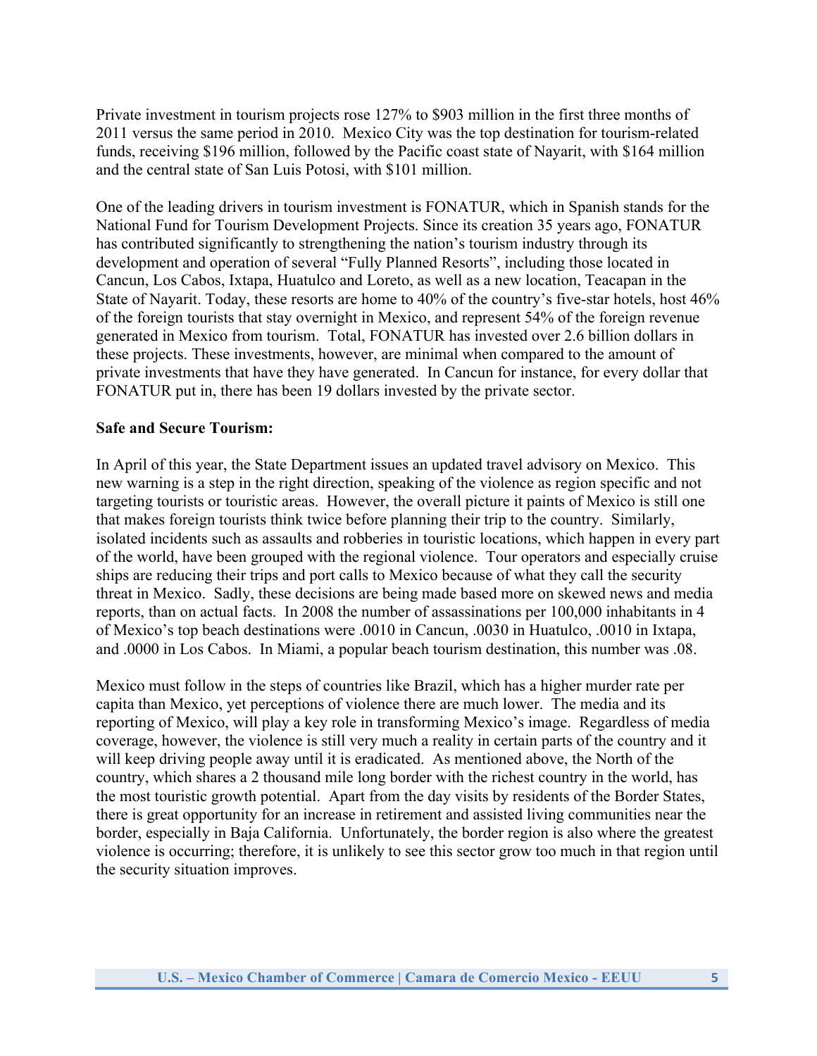Private investment in tourism projects rose 127% to $903 million in the first three months of 2011 versus the same period in 2010. Mexico City was the top destination for tourism-related funds, receiving $196 million, followed by the Pacific coast state of Nayarit, with $164 million and the central state of San Luis Potosi, with $101 million.

One of the leading drivers in tourism investment is FONATUR, which in Spanish stands for the National Fund for Tourism Development Projects. Since its creation 35 years ago, FONATUR has contributed significantly to strengthening the nation's tourism industry through its development and operation of several "Fully Planned Resorts", including those located in Cancun, Los Cabos, Ixtapa, Huatulco and Loreto, as well as a new location, Teacapan in the State of Nayarit. Today, these resorts are home to 40% of the country's five-star hotels, host 46% of the foreign tourists that stay overnight in Mexico, and represent 54% of the foreign revenue generated in Mexico from tourism. Total, FONATUR has invested over 2.6 billion dollars in these projects. These investments, however, are minimal when compared to the amount of private investments that have they have generated. In Cancun for instance, for every dollar that FONATUR put in, there has been 19 dollars invested by the private sector.

**Safe and Secure Tourism:**

In April of this year, the State Department issues an updated travel advisory on Mexico. This new warning is a step in the right direction, speaking of the violence as region specific and not targeting tourists or touristic areas. However, the overall picture it paints of Mexico is still one that makes foreign tourists think twice before planning their trip to the country. Similarly, isolated incidents such as assaults and robberies in touristic locations, which happen in every part of the world, have been grouped with the regional violence. Tour operators and especially cruise ships are reducing their trips and port calls to Mexico because of what they call the security threat in Mexico. Sadly, these decisions are being made based more on skewed news and media reports, than on actual facts. In 2008 the number of assassinations per 100,000 inhabitants in 4 of Mexico's top beach destinations were .0010 in Cancun, .0030 in Huatulco, .0010 in Ixtapa, and .0000 in Los Cabos. In Miami, a popular beach tourism destination, this number was .08.

Mexico must follow in the steps of countries like Brazil, which has a higher murder rate per capita than Mexico, yet perceptions of violence there are much lower. The media and its reporting of Mexico, will play a key role in transforming Mexico's image. Regardless of media coverage, however, the violence is still very much a reality in certain parts of the country and it will keep driving people away until it is eradicated. As mentioned above, the North of the country, which shares a 2 thousand mile long border with the richest country in the world, has the most touristic growth potential. Apart from the day visits by residents of the Border States, there is great opportunity for an increase in retirement and assisted living communities near the border, especially in Baja California. Unfortunately, the border region is also where the greatest violence is occurring; therefore, it is unlikely to see this sector grow too much in that region until the security situation improves.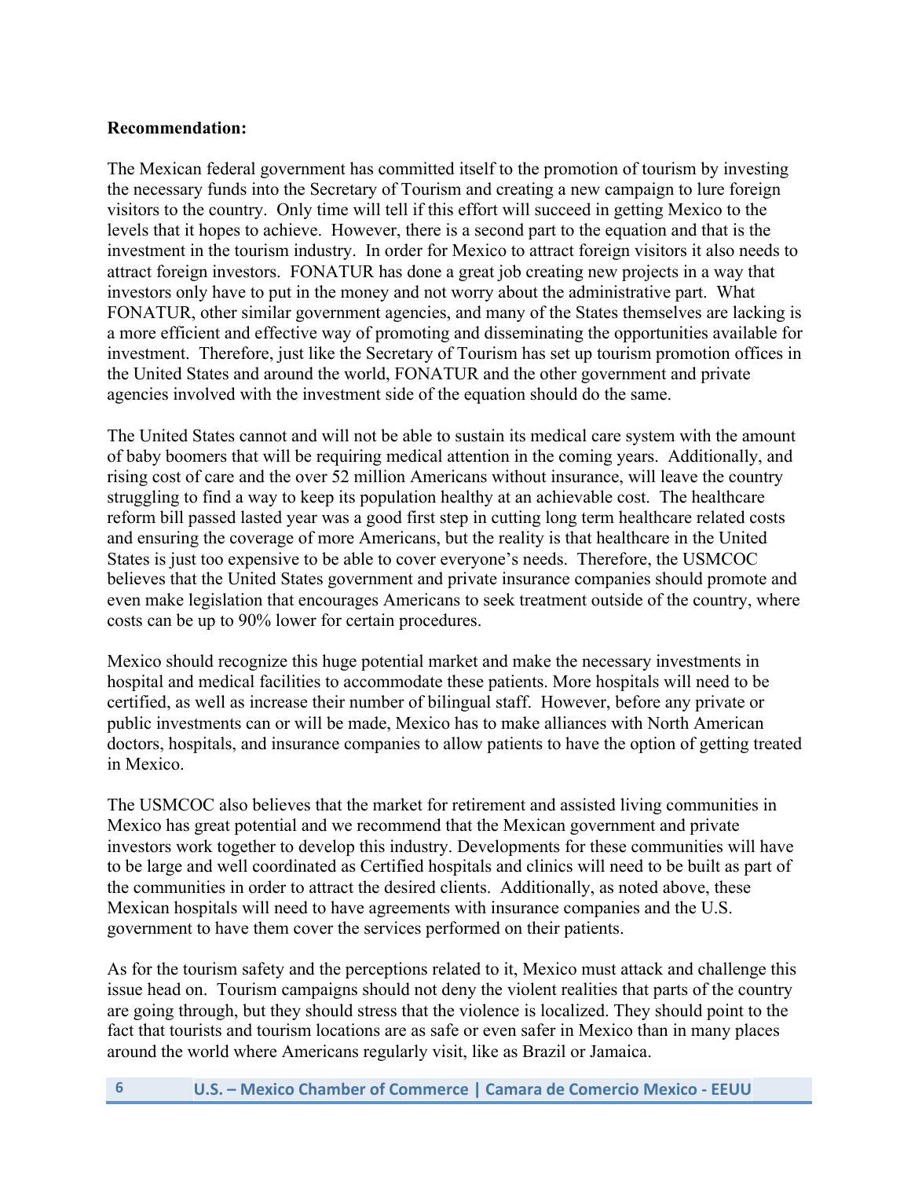**Recommendation:**

The Mexican federal government has committed itself to the promotion of tourism by investing the necessary funds into the Secretary of Tourism and creating a new campaign to lure foreign visitors to the country. Only time will tell if this effort will succeed in getting Mexico to the levels that it hopes to achieve. However, there is a second part to the equation and that is the investment in the tourism industry. In order for Mexico to attract foreign visitors it also needs to attract foreign investors. FONATUR has done a great job creating new projects in a way that investors only have to put in the money and not worry about the administrative part. What FONATUR, other similar government agencies, and many of the States themselves are lacking is a more efficient and effective way of promoting and disseminating the opportunities available for investment. Therefore, just like the Secretary of Tourism has set up tourism promotion offices in the United States and around the world, FONATUR and the other government and private agencies involved with the investment side of the equation should do the same.

The United States cannot and will not be able to sustain its medical care system with the amount of baby boomers that will be requiring medical attention in the coming years. Additionally, and rising cost of care and the over 52 million Americans without insurance, will leave the country struggling to find a way to keep its population healthy at an achievable cost. The healthcare reform bill passed lasted year was a good first step in cutting long term healthcare related costs and ensuring the coverage of more Americans, but the reality is that healthcare in the United States is just too expensive to be able to cover everyone's needs. Therefore, the USMCOC believes that the United States government and private insurance companies should promote and even make legislation that encourages Americans to seek treatment outside of the country, where costs can be up to 90% lower for certain procedures.

Mexico should recognize this huge potential market and make the necessary investments in hospital and medical facilities to accommodate these patients. More hospitals will need to be certified, as well as increase their number of bilingual staff. However, before any private or public investments can or will be made, Mexico has to make alliances with North American doctors, hospitals, and insurance companies to allow patients to have the option of getting treated in Mexico.

The USMCOC also believes that the market for retirement and assisted living communities in Mexico has great potential and we recommend that the Mexican government and private investors work together to develop this industry. Developments for these communities will have to be large and well coordinated as Certified hospitals and clinics will need to be built as part of the communities in order to attract the desired clients. Additionally, as noted above, these Mexican hospitals will need to have agreements with insurance companies and the U.S. government to have them cover the services performed on their patients.

As for the tourism safety and the perceptions related to it, Mexico must attack and challenge this issue head on. Tourism campaigns should not deny the violent realities that parts of the country are going through, but they should stress that the violence is localized. They should point to the fact that tourists and tourism locations are as safe or even safer in Mexico than in many places around the world where Americans regularly visit, like as Brazil or Jamaica.